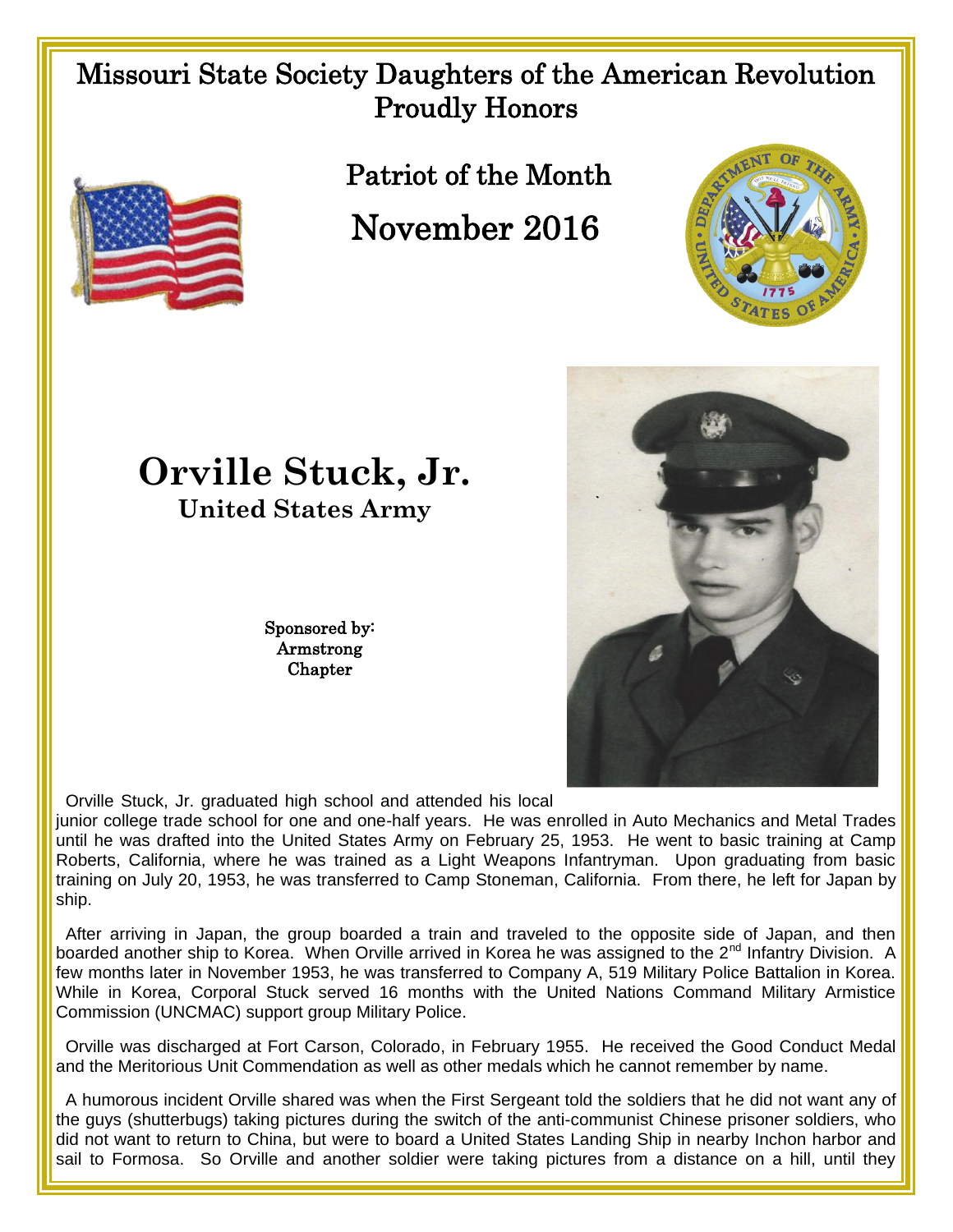# Missouri State Society Daughters of the American Revolution Proudly Honors

## Patriot of the Month

## November 2016

# Orville Stuck, Jr.

### United States Army

Sponsored by:
Armstrong
Chapter

Orville Stuck, Jr. graduated high school and attended his local junior college trade school for one and one-half years. He was enrolled in Auto Mechanics and Metal Trades until he was drafted into the United States Army on February 25, 1953. He went to basic training at Camp Roberts, California, where he was trained as a Light Weapons Infantryman. Upon graduating from basic training on July 20, 1953, he was transferred to Camp Stoneman, California. From there, he left for Japan by ship.

After arriving in Japan, the group boarded a train and traveled to the opposite side of Japan, and then boarded another ship to Korea. When Orville arrived in Korea he was assigned to the 2nd Infantry Division. A few months later in November 1953, he was transferred to Company A, 519 Military Police Battalion in Korea. While in Korea, Corporal Stuck served 16 months with the United Nations Command Military Armistice Commission (UNCMAC) support group Military Police.

Orville was discharged at Fort Carson, Colorado, in February 1955. He received the Good Conduct Medal and the Meritorious Unit Commendation as well as other medals which he cannot remember by name.

A humorous incident Orville shared was when the First Sergeant told the soldiers that he did not want any of the guys (shutterbugs) taking pictures during the switch of the anti-communist Chinese prisoner soldiers, who did not want to return to China, but were to board a United States Landing Ship in nearby Inchon harbor and sail to Formosa. So Orville and another soldier were taking pictures from a distance on a hill, until they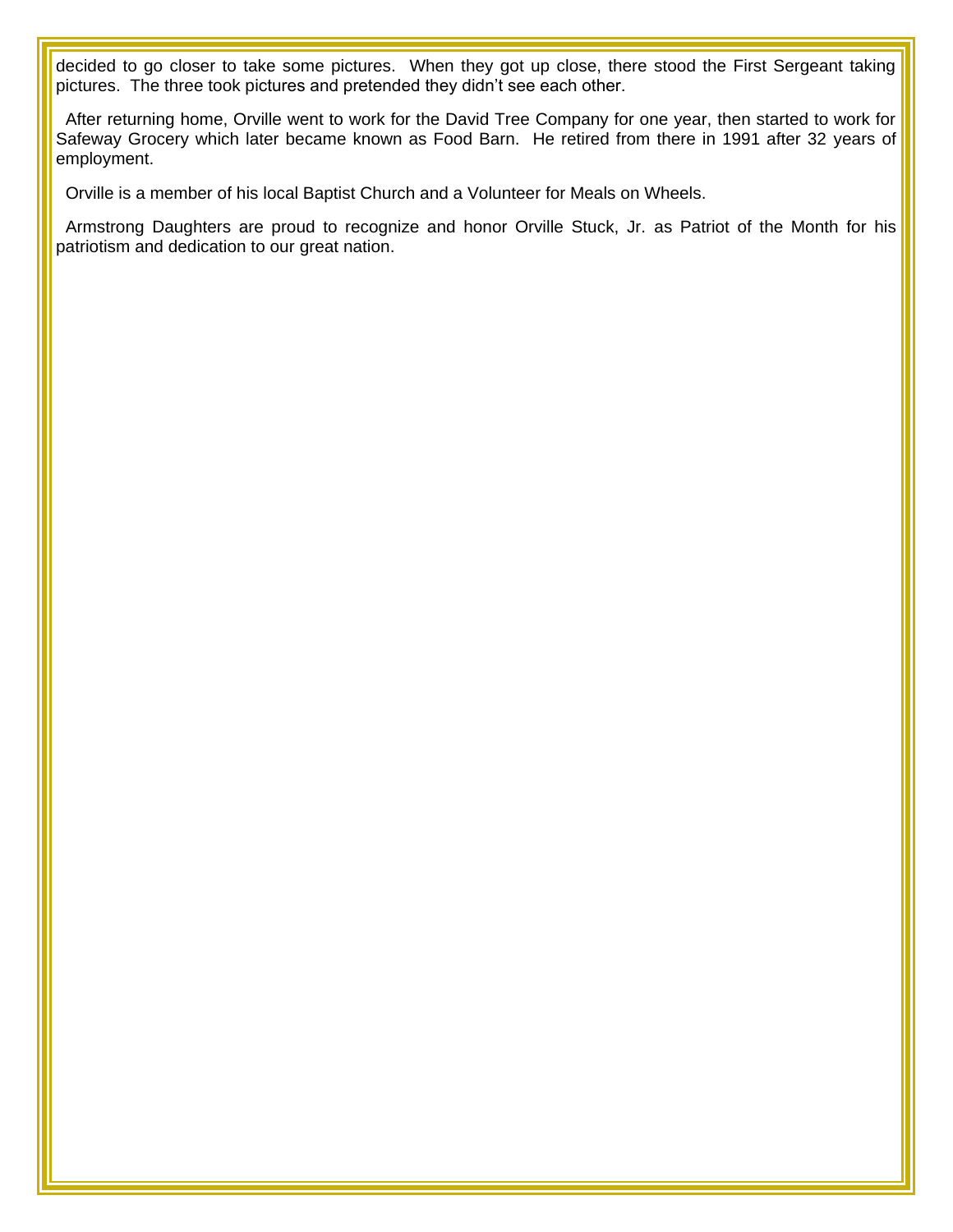decided to go closer to take some pictures. When they got up close, there stood the First Sergeant taking pictures. The three took pictures and pretended they didn't see each other.

After returning home, Orville went to work for the David Tree Company for one year, then started to work for Safeway Grocery which later became known as Food Barn. He retired from there in 1991 after 32 years of employment.

Orville is a member of his local Baptist Church and a Volunteer for Meals on Wheels.

Armstrong Daughters are proud to recognize and honor Orville Stuck, Jr. as Patriot of the Month for his patriotism and dedication to our great nation.